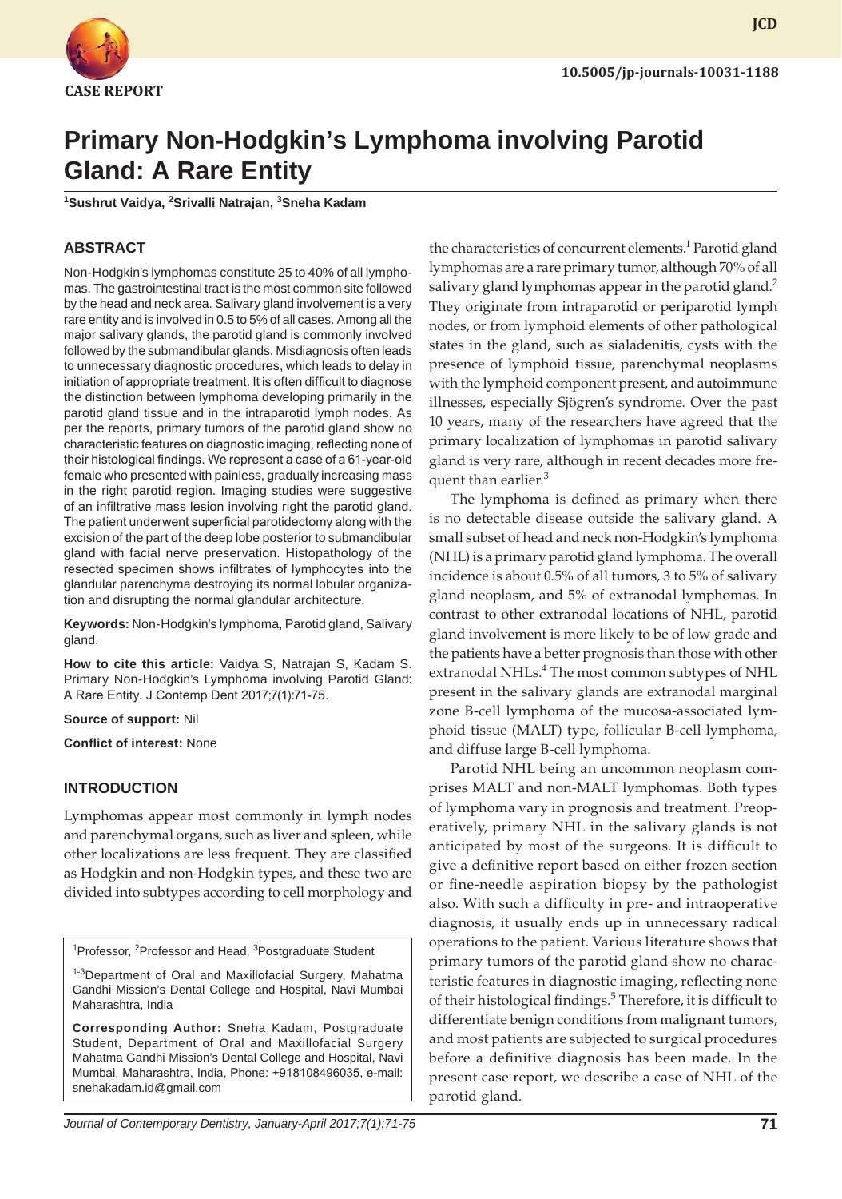CASE REPORT

10.5005/jp-journals-10031-1188

# Primary Non-Hodgkin's Lymphoma involving Parotid Gland: A Rare Entity

[1]Sushrut Vaidya, [2]Srivalli Natrajan, [3]Sneha Kadam

## ABSTRACT

Non-Hodgkin's lymphomas constitute 25 to 40% of all lymphomas. The gastrointestinal tract is the most common site followed by the head and neck area. Salivary gland involvement is a very rare entity and is involved in 0.5 to 5% of all cases. Among all the major salivary glands, the parotid gland is commonly involved followed by the submandibular glands. Misdiagnosis often leads to unnecessary diagnostic procedures, which leads to delay in initiation of appropriate treatment. It is often difficult to diagnose the distinction between lymphoma developing primarily in the parotid gland tissue and in the intraparotid lymph nodes. As per the reports, primary tumors of the parotid gland show no characteristic features on diagnostic imaging, reflecting none of their histological findings. We represent a case of a 61-year-old female who presented with painless, gradually increasing mass in the right parotid region. Imaging studies were suggestive of an infiltrative mass lesion involving right the parotid gland. The patient underwent superficial parotidectomy along with the excision of the part of the deep lobe posterior to submandibular gland with facial nerve preservation. Histopathology of the resected specimen shows infiltrates of lymphocytes into the glandular parenchyma destroying its normal lobular organization and disrupting the normal glandular architecture.

**Keywords:** Non-Hodgkin's lymphoma, Parotid gland, Salivary gland.

**How to cite this article:** Vaidya S, Natrajan S, Kadam S. Primary Non-Hodgkin's Lymphoma involving Parotid Gland: A Rare Entity. J Contemp Dent 2017;7(1):71-75.

**Source of support:** Nil

**Conflict of interest:** None

[1]Professor, [2]Professor and Head, [3]Postgraduate Student

[1-3]Department of Oral and Maxillofacial Surgery, Mahatma Gandhi Mission's Dental College and Hospital, Navi Mumbai Maharashtra, India

**Corresponding Author:** Sneha Kadam, Postgraduate Student, Department of Oral and Maxillofacial Surgery Mahatma Gandhi Mission's Dental College and Hospital, Navi Mumbai, Maharashtra, India, Phone: +918108496035, e-mail: snehakadam.id@gmail.com

## INTRODUCTION

Lymphomas appear most commonly in lymph nodes and parenchymal organs, such as liver and spleen, while other localizations are less frequent. They are classified as Hodgkin and non-Hodgkin types, and these two are divided into subtypes according to cell morphology and the characteristics of concurrent elements.[1] Parotid gland lymphomas are a rare primary tumor, although 70% of all salivary gland lymphomas appear in the parotid gland.[2] They originate from intraparotid or periparotid lymph nodes, or from lymphoid elements of other pathological states in the gland, such as sialadenitis, cysts with the presence of lymphoid tissue, parenchymal neoplasms with the lymphoid component present, and autoimmune illnesses, especially Sjögren's syndrome. Over the past 10 years, many of the researchers have agreed that the primary localization of lymphomas in parotid salivary gland is very rare, although in recent decades more frequent than earlier.[3]

The lymphoma is defined as primary when there is no detectable disease outside the salivary gland. A small subset of head and neck non-Hodgkin's lymphoma (NHL) is a primary parotid gland lymphoma. The overall incidence is about 0.5% of all tumors, 3 to 5% of salivary gland neoplasm, and 5% of extranodal lymphomas. In contrast to other extranodal locations of NHL, parotid gland involvement is more likely to be of low grade and the patients have a better prognosis than those with other extranodal NHLs.[4] The most common subtypes of NHL present in the salivary glands are extranodal marginal zone B-cell lymphoma of the mucosa-associated lymphoid tissue (MALT) type, follicular B-cell lymphoma, and diffuse large B-cell lymphoma.

Parotid NHL being an uncommon neoplasm comprises MALT and non-MALT lymphomas. Both types of lymphoma vary in prognosis and treatment. Preoperatively, primary NHL in the salivary glands is not anticipated by most of the surgeons. It is difficult to give a definitive report based on either frozen section or fine-needle aspiration biopsy by the pathologist also. With such a difficulty in pre- and intraoperative diagnosis, it usually ends up in unnecessary radical operations to the patient. Various literature shows that primary tumors of the parotid gland show no characteristic features in diagnostic imaging, reflecting none of their histological findings.[5] Therefore, it is difficult to differentiate benign conditions from malignant tumors, and most patients are subjected to surgical procedures before a definitive diagnosis has been made. In the present case report, we describe a case of NHL of the parotid gland.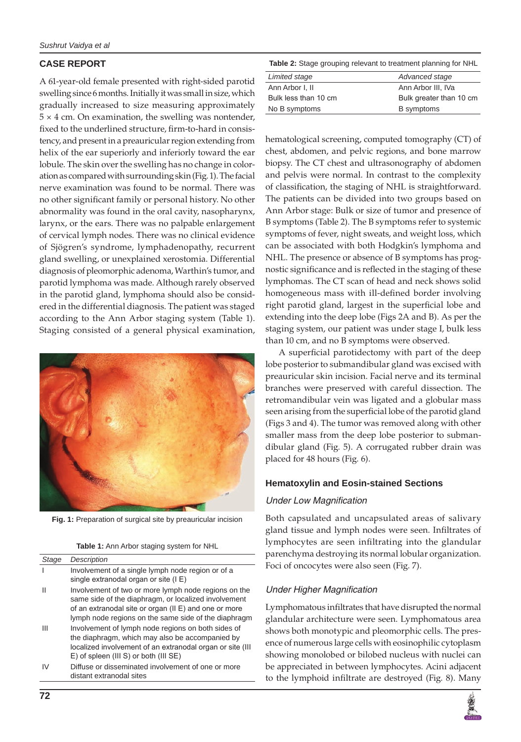## CASE REPORT

A 61-year-old female presented with right-sided parotid swelling since 6 months. Initially it was small in size, which gradually increased to size measuring approximately 5 × 4 cm. On examination, the swelling was nontender, fixed to the underlined structure, firm-to-hard in consistency, and present in a preauricular region extending from helix of the ear superiorly and inferiorly toward the ear lobule. The skin over the swelling has no change in coloration as compared with surrounding skin (Fig. 1). The facial nerve examination was found to be normal. There was no other significant family or personal history. No other abnormality was found in the oral cavity, nasopharynx, larynx, or the ears. There was no palpable enlargement of cervical lymph nodes. There was no clinical evidence of Sjögren's syndrome, lymphadenopathy, recurrent gland swelling, or unexplained xerostomia. Differential diagnosis of pleomorphic adenoma, Warthin's tumor, and parotid lymphoma was made. Although rarely observed in the parotid gland, lymphoma should also be considered in the differential diagnosis. The patient was staged according to the Ann Arbor staging system (Table 1). Staging consisted of a general physical examination, hematological screening, computed tomography (CT) of chest, abdomen, and pelvic regions, and bone marrow biopsy. The CT chest and ultrasonography of abdomen and pelvis were normal. In contrast to the complexity of classification, the staging of NHL is straightforward. The patients can be divided into two groups based on Ann Arbor stage: Bulk or size of tumor and presence of B symptoms (Table 2). The B symptoms refer to systemic symptoms of fever, night sweats, and weight loss, which can be associated with both Hodgkin's lymphoma and NHL. The presence or absence of B symptoms has prognostic significance and is reflected in the staging of these lymphomas. The CT scan of head and neck shows solid homogeneous mass with ill-defined border involving right parotid gland, largest in the superficial lobe and extending into the deep lobe (Figs 2A and B). As per the staging system, our patient was under stage I, bulk less than 10 cm, and no B symptoms were observed.

**Fig. 1:** Preparation of surgical site by preauricular incision

**Table 1:** Ann Arbor staging system for NHL

| *Stage* | *Description* |
|---|---|
| I | Involvement of a single lymph node region or of a single extranodal organ or site (I E) |
| II | Involvement of two or more lymph node regions on the same side of the diaphragm, or localized involvement of an extranodal site or organ (II E) and one or more lymph node regions on the same side of the diaphragm |
| III | Involvement of lymph node regions on both sides of the diaphragm, which may also be accompanied by localized involvement of an extranodal organ or site (III E) of spleen (III S) or both (III SE) |
| IV | Diffuse or disseminated involvement of one or more distant extranodal sites |

**Table 2:** Stage grouping relevant to treatment planning for NHL

| *Limited stage* | *Advanced stage* |
|---|---|
| Ann Arbor I, II | Ann Arbor III, IVa |
| Bulk less than 10 cm | Bulk greater than 10 cm |
| No B symptoms | B symptoms |

A superficial parotidectomy with part of the deep lobe posterior to submandibular gland was excised with preauricular skin incision. Facial nerve and its terminal branches were preserved with careful dissection. The retromandibular vein was ligated and a globular mass seen arising from the superficial lobe of the parotid gland (Figs 3 and 4). The tumor was removed along with other smaller mass from the deep lobe posterior to submandibular gland (Fig. 5). A corrugated rubber drain was placed for 48 hours (Fig. 6).

### Hematoxylin and Eosin-stained Sections

#### *Under Low Magnification*

Both capsulated and uncapsulated areas of salivary gland tissue and lymph nodes were seen. Infiltrates of lymphocytes are seen infiltrating into the glandular parenchyma destroying its normal lobular organization. Foci of oncocytes were also seen (Fig. 7).

#### *Under Higher Magnification*

Lymphomatous infiltrates that have disrupted the normal glandular architecture were seen. Lymphomatous area shows both monotypic and pleomorphic cells. The presence of numerous large cells with eosinophilic cytoplasm showing monolobed or bilobed nucleus with nuclei can be appreciated in between lymphocytes. Acini adjacent to the lymphoid infiltrate are destroyed (Fig. 8). Many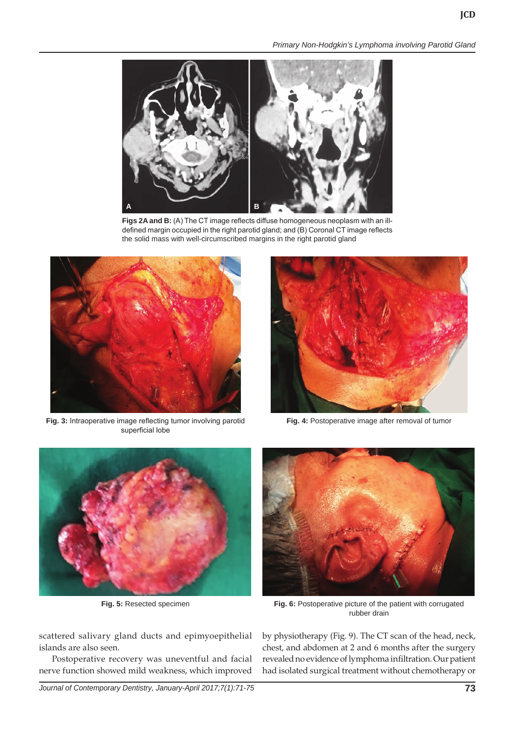Figs 2A and B: (A) The CT image reflects diffuse homogeneous neoplasm with an ill-defined margin occupied in the right parotid gland; and (B) Coronal CT image reflects the solid mass with well-circumscribed margins in the right parotid gland

Fig. 3: Intraoperative image reflecting tumor involving parotid superficial lobe

Fig. 4: Postoperative image after removal of tumor

Fig. 5: Resected specimen

Fig. 6: Postoperative picture of the patient with corrugated rubber drain

scattered salivary gland ducts and epimyoepithelial islands are also seen.

Postoperative recovery was uneventful and facial nerve function showed mild weakness, which improved by physiotherapy (Fig. 9). The CT scan of the head, neck, chest, and abdomen at 2 and 6 months after the surgery revealed no evidence of lymphoma infiltration. Our patient had isolated surgical treatment without chemotherapy or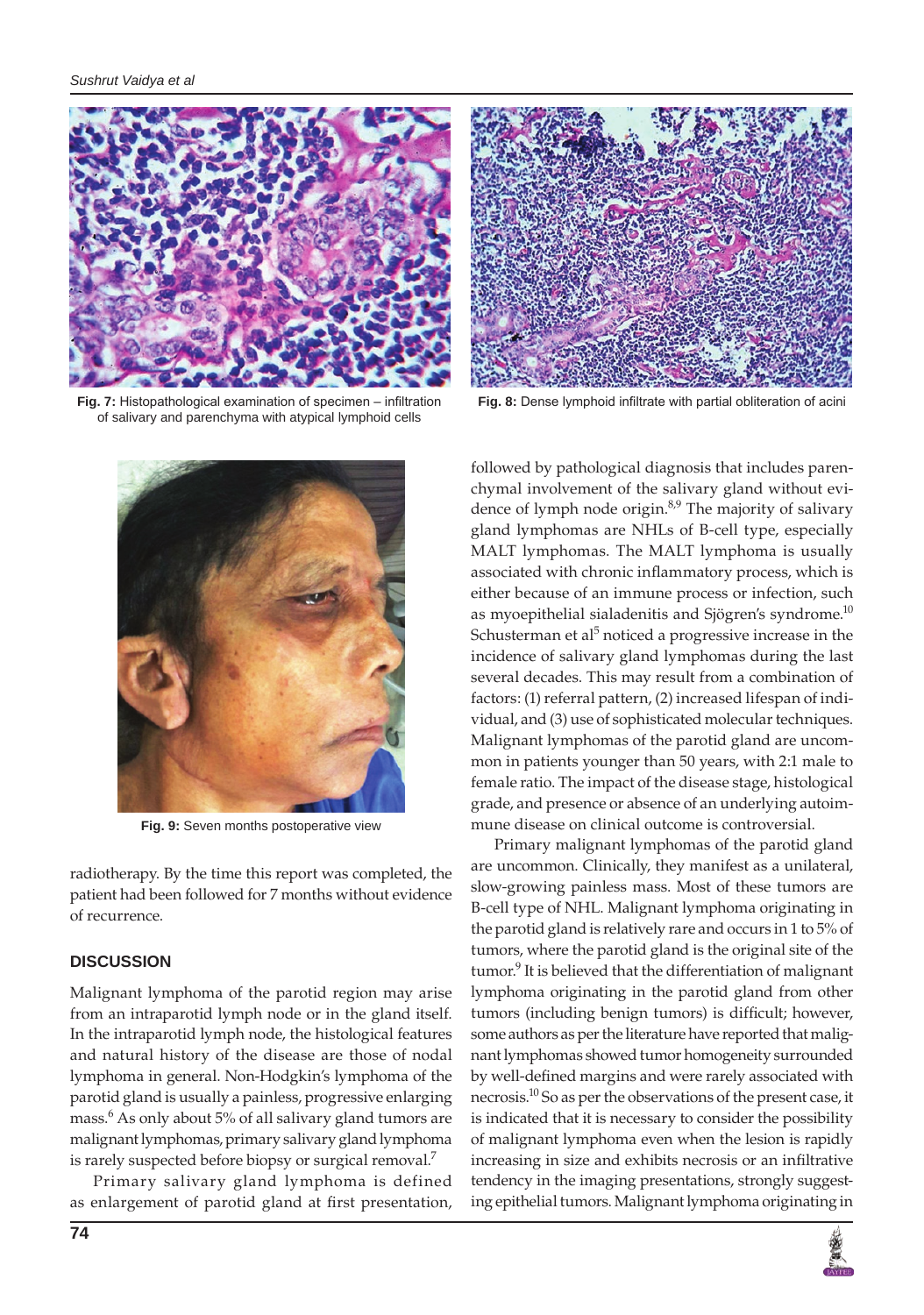Fig. 7: Histopathological examination of specimen – infiltration of salivary and parenchyma with atypical lymphoid cells

Fig. 8: Dense lymphoid infiltrate with partial obliteration of acini

Fig. 9: Seven months postoperative view

radiotherapy. By the time this report was completed, the patient had been followed for 7 months without evidence of recurrence.

## DISCUSSION

Malignant lymphoma of the parotid region may arise from an intraparotid lymph node or in the gland itself. In the intraparotid lymph node, the histological features and natural history of the disease are those of nodal lymphoma in general. Non-Hodgkin's lymphoma of the parotid gland is usually a painless, progressive enlarging mass.[6] As only about 5% of all salivary gland tumors are malignant lymphomas, primary salivary gland lymphoma is rarely suspected before biopsy or surgical removal.[7]

Primary salivary gland lymphoma is defined as enlargement of parotid gland at first presentation, followed by pathological diagnosis that includes parenchymal involvement of the salivary gland without evidence of lymph node origin.[8,9] The majority of salivary gland lymphomas are NHLs of B-cell type, especially MALT lymphomas. The MALT lymphoma is usually associated with chronic inflammatory process, which is either because of an immune process or infection, such as myoepithelial sialadenitis and Sjögren's syndrome.[10] Schusterman et al[5] noticed a progressive increase in the incidence of salivary gland lymphomas during the last several decades. This may result from a combination of factors: (1) referral pattern, (2) increased lifespan of individual, and (3) use of sophisticated molecular techniques. Malignant lymphomas of the parotid gland are uncommon in patients younger than 50 years, with 2:1 male to female ratio. The impact of the disease stage, histological grade, and presence or absence of an underlying autoimmune disease on clinical outcome is controversial.

Primary malignant lymphomas of the parotid gland are uncommon. Clinically, they manifest as a unilateral, slow-growing painless mass. Most of these tumors are B-cell type of NHL. Malignant lymphoma originating in the parotid gland is relatively rare and occurs in 1 to 5% of tumors, where the parotid gland is the original site of the tumor.[9] It is believed that the differentiation of malignant lymphoma originating in the parotid gland from other tumors (including benign tumors) is difficult; however, some authors as per the literature have reported that malignant lymphomas showed tumor homogeneity surrounded by well-defined margins and were rarely associated with necrosis.[10] So as per the observations of the present case, it is indicated that it is necessary to consider the possibility of malignant lymphoma even when the lesion is rapidly increasing in size and exhibits necrosis or an infiltrative tendency in the imaging presentations, strongly suggesting epithelial tumors. Malignant lymphoma originating in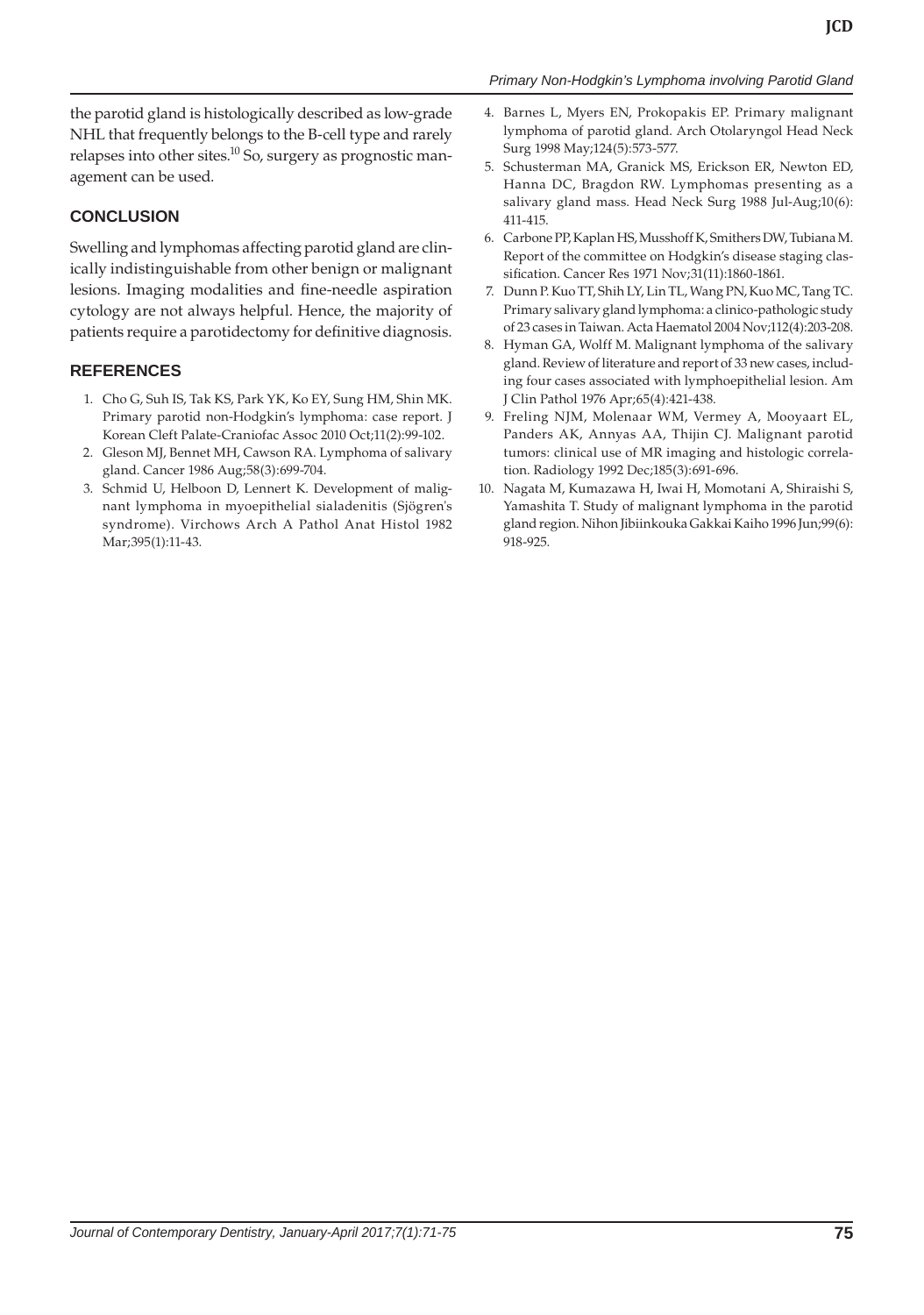the parotid gland is histologically described as low-grade NHL that frequently belongs to the B-cell type and rarely relapses into other sites.[10] So, surgery as prognostic management can be used.

## CONCLUSION

Swelling and lymphomas affecting parotid gland are clinically indistinguishable from other benign or malignant lesions. Imaging modalities and fine-needle aspiration cytology are not always helpful. Hence, the majority of patients require a parotidectomy for definitive diagnosis.

## REFERENCES

1. Cho G, Suh IS, Tak KS, Park YK, Ko EY, Sung HM, Shin MK. Primary parotid non-Hodgkin's lymphoma: case report. J Korean Cleft Palate-Craniofac Assoc 2010 Oct;11(2):99-102.
2. Gleson MJ, Bennet MH, Cawson RA. Lymphoma of salivary gland. Cancer 1986 Aug;58(3):699-704.
3. Schmid U, Helboon D, Lennert K. Development of malignant lymphoma in myoepithelial sialadenitis (Sjögren's syndrome). Virchows Arch A Pathol Anat Histol 1982 Mar;395(1):11-43.
4. Barnes L, Myers EN, Prokopakis EP. Primary malignant lymphoma of parotid gland. Arch Otolaryngol Head Neck Surg 1998 May;124(5):573-577.
5. Schusterman MA, Granick MS, Erickson ER, Newton ED, Hanna DC, Bragdon RW. Lymphomas presenting as a salivary gland mass. Head Neck Surg 1988 Jul-Aug;10(6):411-415.
6. Carbone PP, Kaplan HS, Musshoff K, Smithers DW, Tubiana M. Report of the committee on Hodgkin's disease staging classification. Cancer Res 1971 Nov;31(11):1860-1861.
7. Dunn P. Kuo TT, Shih LY, Lin TL, Wang PN, Kuo MC, Tang TC. Primary salivary gland lymphoma: a clinico-pathologic study of 23 cases in Taiwan. Acta Haematol 2004 Nov;112(4):203-208.
8. Hyman GA, Wolff M. Malignant lymphoma of the salivary gland. Review of literature and report of 33 new cases, including four cases associated with lymphoepithelial lesion. Am J Clin Pathol 1976 Apr;65(4):421-438.
9. Freling NJM, Molenaar WM, Vermey A, Mooyaart EL, Panders AK, Annyas AA, Thijin CJ. Malignant parotid tumors: clinical use of MR imaging and histologic correlation. Radiology 1992 Dec;185(3):691-696.
10. Nagata M, Kumazawa H, Iwai H, Momotani A, Shiraishi S, Yamashita T. Study of malignant lymphoma in the parotid gland region. Nihon Jibiinkouka Gakkai Kaiho 1996 Jun;99(6):918-925.